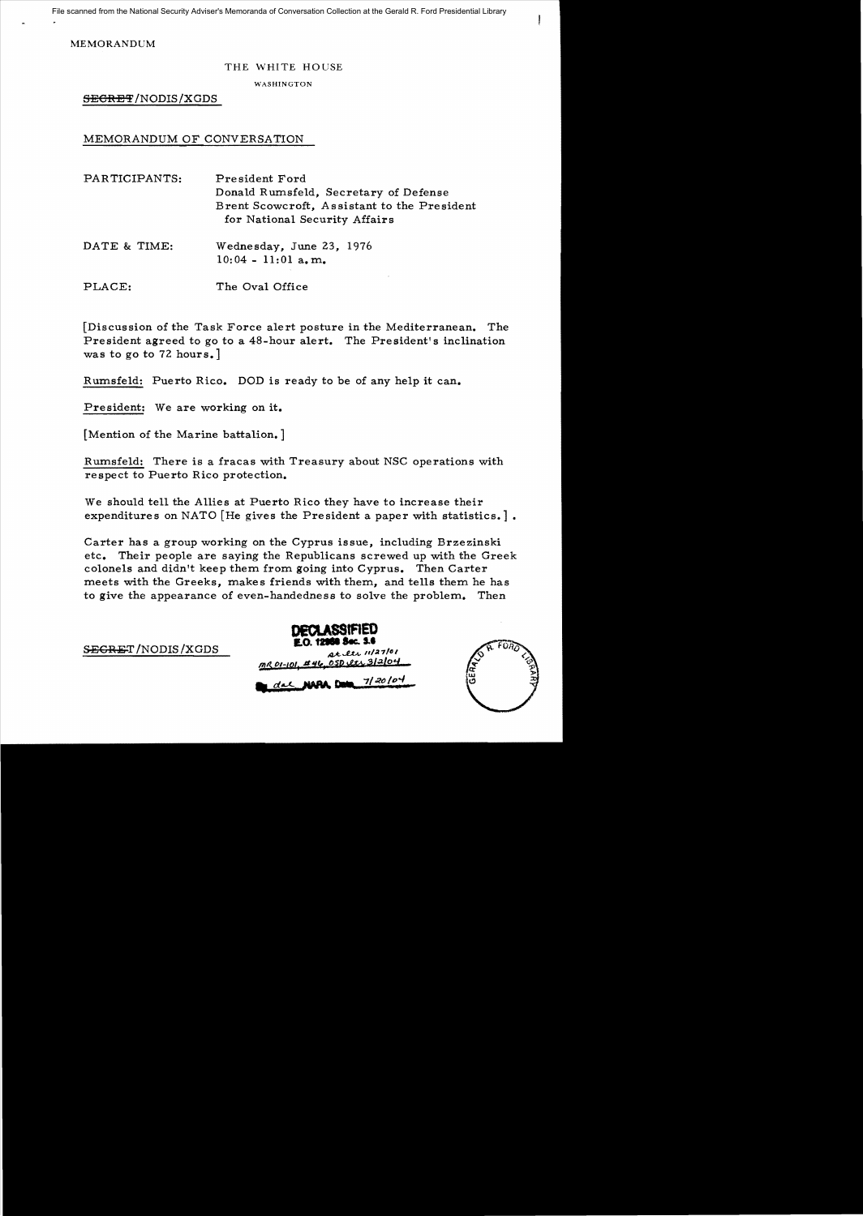File scanned from the National Security Adviser's Memoranda of Conversation Collection at the Gerald R. Ford Presidential Library

MEMORANDUM

THE WHITE HOUSE

WASHINGTON

~~SECRET~~/NODIS/XGDS

MEMORANDUM OF CONVERSATION

PARTICIPANTS: President Ford
Donald Rumsfeld, Secretary of Defense
Brent Scowcroft, Assistant to the President for National Security Affairs

DATE & TIME: Wednesday, June 23, 1976
10:04 - 11:01 a.m.

PLACE: The Oval Office

[Discussion of the Task Force alert posture in the Mediterranean. The President agreed to go to a 48-hour alert. The President's inclination was to go to 72 hours.]

Rumsfeld: Puerto Rico. DOD is ready to be of any help it can.

President: We are working on it.

[Mention of the Marine battalion.]

Rumsfeld: There is a fracas with Treasury about NSC operations with respect to Puerto Rico protection.

We should tell the Allies at Puerto Rico they have to increase their expenditures on NATO [He gives the President a paper with statistics.].

Carter has a group working on the Cyprus issue, including Brzezinski etc. Their people are saying the Republicans screwed up with the Greek colonels and didn't keep them from going into Cyprus. Then Carter meets with the Greeks, makes friends with them, and tells them he has to give the appearance of even-handedness to solve the problem. Then

~~SECRET~~/NODIS/XGDS

DECLASSIFIED
E.O. 12958 Sec. 3.6
MR 01-101, #46; OSD ltr 3/2/04
State rev 11/27/01
By dal NARA, Date 7/20/04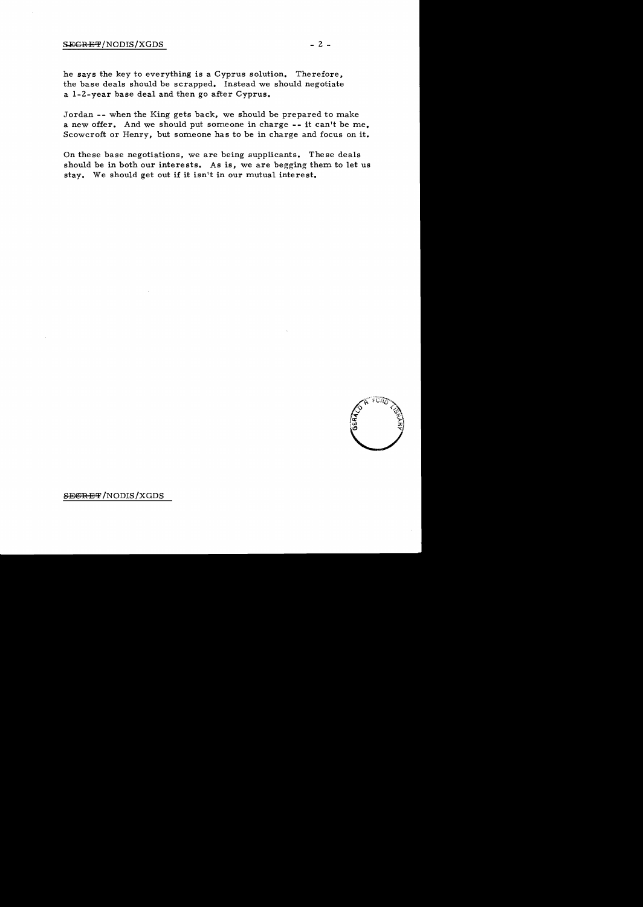he says the key to everything is a Cyprus solution. Therefore, the base deals should be scrapped. Instead we should negotiate a 1-2-year base deal and then go after Cyprus.

Jordan -- when the King gets back, we should be prepared to make a new offer. And we should put someone in charge -- it can't be me, Scowcroft or Henry, but someone has to be in charge and focus on it.

On these base negotiations, we are being supplicants. These deals should be in both our interests. As is, we are begging them to let us stay. We should get out if it isn't in our mutual interest.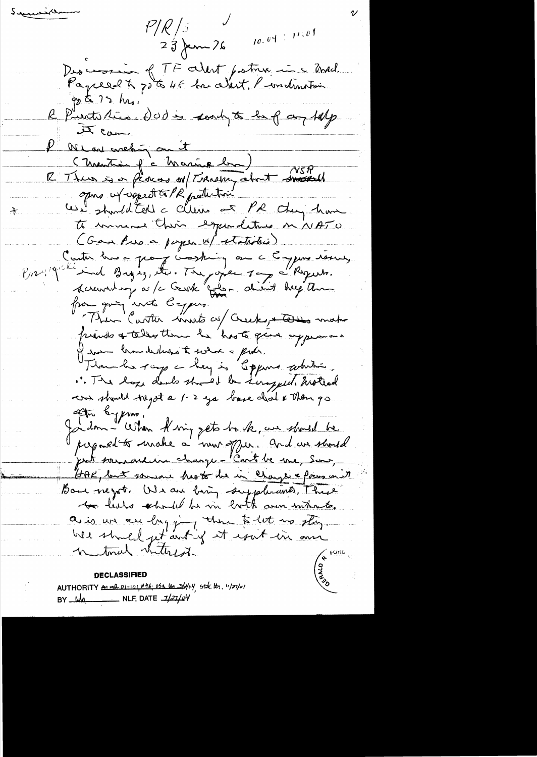Scowcroft

P/R/S
23 Jan 76
10.04 : 11.01

Discussion of TF alert posture in c Med.
Proposed to go to 48 hr alert. Rumsfeld
go to 72 hrs.

R Puerto Rico. DOD is ready to be of any help it can.

P We are working on it

(Mention of c Marine bus)

R There is a fracas w/ Treasury about NSR Interagency
opns w/ respect to PR protection

* We should tell c allies at PR they have to increase their expenditures in NATO
(Gave Pres a paper w/ statistics).

Carter has a group working on c Cyprus issue, Brzezinski and Bazzaz, etc. The paper says c Repubs. screwed up w/ c Greek ~~jokes~~ coup - didn't keep them from going into Cyprus.
Then Carter wants w/ Greeks, to make friends & tells them he has to give appearance of even handedness to solve c prob.
Then he says c key is Cyprus solution.
∴ The Laze deals should be scrapped. Instead we should negot a 1-2 yr base deal & then go after Cyprus.

Jordan - When King gets back, we should be prepared to make a new offer. And we should put someone in charge - Can't be me, Sims, HAK, but someone has to be in charge & focus on it.
Base negot. We are being supplicants. These ~~bases~~ talks should be in both our interests.
As is we are begging them to let us stay.
We should get out if it isn't in our mutual interest.

DECLASSIFIED
AUTHORITY MR 01-101, #46; OSD ltr 3/1/04; State ltr. 11/27/01
BY _____ NLF, DATE 7/27/04